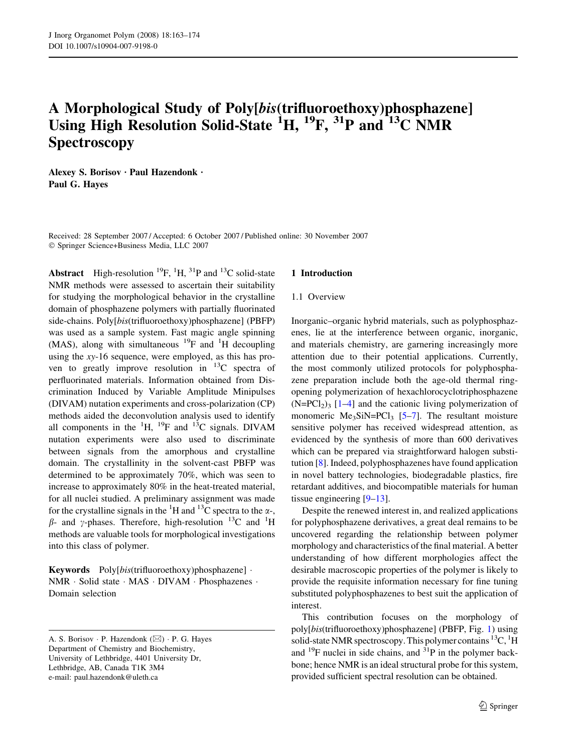# A Morphological Study of Poly[*bis*(trifluoroethoxy)phosphazene] Using High Resolution Solid-State $^{1}H$, $^{19}F$, $^{31}P$ and $^{13}C$ NMR Spectroscopy

**Alexey S. Borisov · Paul Hazendonk · Paul G. Hayes**

Received: 28 September 2007 / Accepted: 6 October 2007 / Published online: 30 November 2007
© Springer Science+Business Media, LLC 2007

**Abstract** High-resolution $^{19}F$, $^{1}H$, $^{31}P$ and $^{13}C$ solid-state NMR methods were assessed to ascertain their suitability for studying the morphological behavior in the crystalline domain of phosphazene polymers with partially fluorinated side-chains. Poly[*bis*(trifluoroethoxy)phosphazene] (PBFP) was used as a sample system. Fast magic angle spinning (MAS), along with simultaneous $^{19}F$ and $^{1}H$ decoupling using the *xy*-16 sequence, were employed, as this has proven to greatly improve resolution in $^{13}C$ spectra of perfluorinated materials. Information obtained from Discrimination Induced by Variable Amplitude Minipulses (DIVAM) nutation experiments and cross-polarization (CP) methods aided the deconvolution analysis used to identify all components in the $^{1}H$, $^{19}F$ and $^{13}C$ signals. DIVAM nutation experiments were also used to discriminate between signals from the amorphous and crystalline domain. The crystallinity in the solvent-cast PBFP was determined to be approximately 70%, which was seen to increase to approximately 80% in the heat-treated material, for all nuclei studied. A preliminary assignment was made for the crystalline signals in the $^{1}H$ and $^{13}C$ spectra to the $\alpha$-, $\beta$- and $\gamma$-phases. Therefore, high-resolution $^{13}C$ and $^{1}H$ methods are valuable tools for morphological investigations into this class of polymer.

**Keywords** Poly[*bis*(trifluoroethoxy)phosphazene] · NMR · Solid state · MAS · DIVAM · Phosphazenes · Domain selection

A. S. Borisov · P. Hazendonk (✉) · P. G. Hayes
Department of Chemistry and Biochemistry,
University of Lethbridge, 4401 University Dr,
Lethbridge, AB, Canada T1K 3M4
e-mail: paul.hazendonk@uleth.ca

## 1 Introduction

### 1.1 Overview

Inorganic–organic hybrid materials, such as polyphosphazenes, lie at the interference between organic, inorganic, and materials chemistry, are garnering increasingly more attention due to their potential applications. Currently, the most commonly utilized protocols for polyphosphazene preparation include both the age-old thermal ring-opening polymerization of hexachlorocyclotriphosphazene $(N{=}PCl_2)_3$ [1–4] and the cationic living polymerization of monomeric $Me_3SiN{=}PCl_3$ [5–7]. The resultant moisture sensitive polymer has received widespread attention, as evidenced by the synthesis of more than 600 derivatives which can be prepared via straightforward halogen substitution [8]. Indeed, polyphosphazenes have found application in novel battery technologies, biodegradable plastics, fire retardant additives, and biocompatible materials for human tissue engineering [9–13].

Despite the renewed interest in, and realized applications for polyphosphazene derivatives, a great deal remains to be uncovered regarding the relationship between polymer morphology and characteristics of the final material. A better understanding of how different morphologies affect the desirable macroscopic properties of the polymer is likely to provide the requisite information necessary for fine tuning substituted polyphosphazenes to best suit the application of interest.

This contribution focuses on the morphology of poly[*bis*(trifluoroethoxy)phosphazene] (PBFP, Fig. 1) using solid-state NMR spectroscopy. This polymer contains $^{13}C$, $^{1}H$ and $^{19}F$ nuclei in side chains, and $^{31}P$ in the polymer backbone; hence NMR is an ideal structural probe for this system, provided sufficient spectral resolution can be obtained.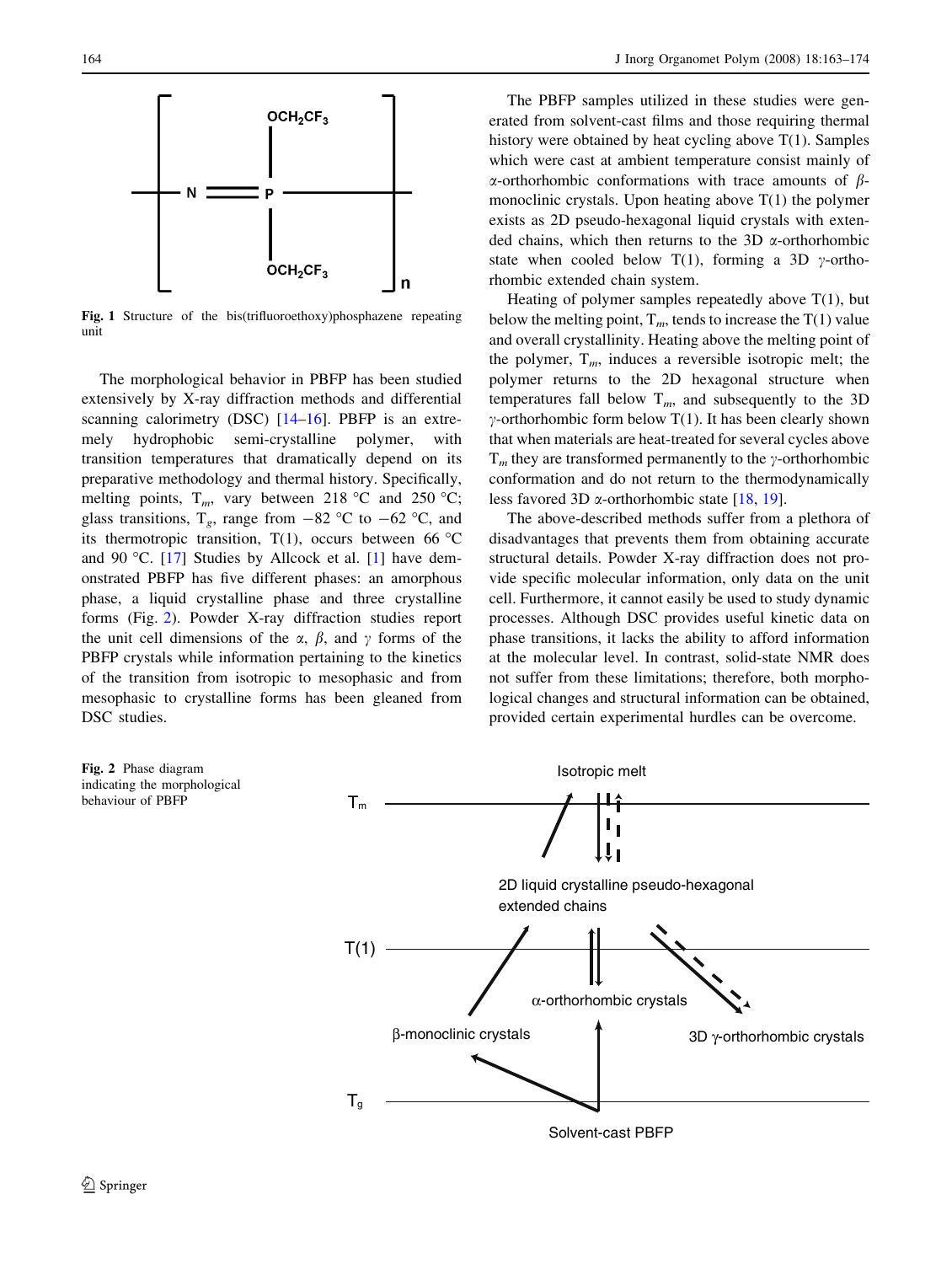Fig. 1 Structure of the bis(trifluoroethoxy)phosphazene repeating unit

The morphological behavior in PBFP has been studied extensively by X-ray diffraction methods and differential scanning calorimetry (DSC) [14–16]. PBFP is an extremely hydrophobic semi-crystalline polymer, with transition temperatures that dramatically depend on its preparative methodology and thermal history. Specifically, melting points, $T_m$, vary between 218 °C and 250 °C; glass transitions, $T_g$, range from −82 °C to −62 °C, and its thermotropic transition, T(1), occurs between 66 °C and 90 °C. [17] Studies by Allcock et al. [1] have demonstrated PBFP has five different phases: an amorphous phase, a liquid crystalline phase and three crystalline forms (Fig. 2). Powder X-ray diffraction studies report the unit cell dimensions of the $\alpha$, $\beta$, and $\gamma$ forms of the PBFP crystals while information pertaining to the kinetics of the transition from isotropic to mesophasic and from mesophasic to crystalline forms has been gleaned from DSC studies.

The PBFP samples utilized in these studies were generated from solvent-cast films and those requiring thermal history were obtained by heat cycling above T(1). Samples which were cast at ambient temperature consist mainly of $\alpha$-orthorhombic conformations with trace amounts of $\beta$-monoclinic crystals. Upon heating above T(1) the polymer exists as 2D pseudo-hexagonal liquid crystals with extended chains, which then returns to the 3D $\alpha$-orthorhombic state when cooled below T(1), forming a 3D $\gamma$-orthorhombic extended chain system.

Heating of polymer samples repeatedly above T(1), but below the melting point, $T_m$, tends to increase the T(1) value and overall crystallinity. Heating above the melting point of the polymer, $T_m$, induces a reversible isotropic melt; the polymer returns to the 2D hexagonal structure when temperatures fall below $T_m$, and subsequently to the 3D $\gamma$-orthorhombic form below T(1). It has been clearly shown that when materials are heat-treated for several cycles above $T_m$ they are transformed permanently to the $\gamma$-orthorhombic conformation and do not return to the thermodynamically less favored 3D $\alpha$-orthorhombic state [18, 19].

The above-described methods suffer from a plethora of disadvantages that prevents them from obtaining accurate structural details. Powder X-ray diffraction does not provide specific molecular information, only data on the unit cell. Furthermore, it cannot easily be used to study dynamic processes. Although DSC provides useful kinetic data on phase transitions, it lacks the ability to afford information at the molecular level. In contrast, solid-state NMR does not suffer from these limitations; therefore, both morphological changes and structural information can be obtained, provided certain experimental hurdles can be overcome.

Fig. 2 Phase diagram indicating the morphological behaviour of PBFP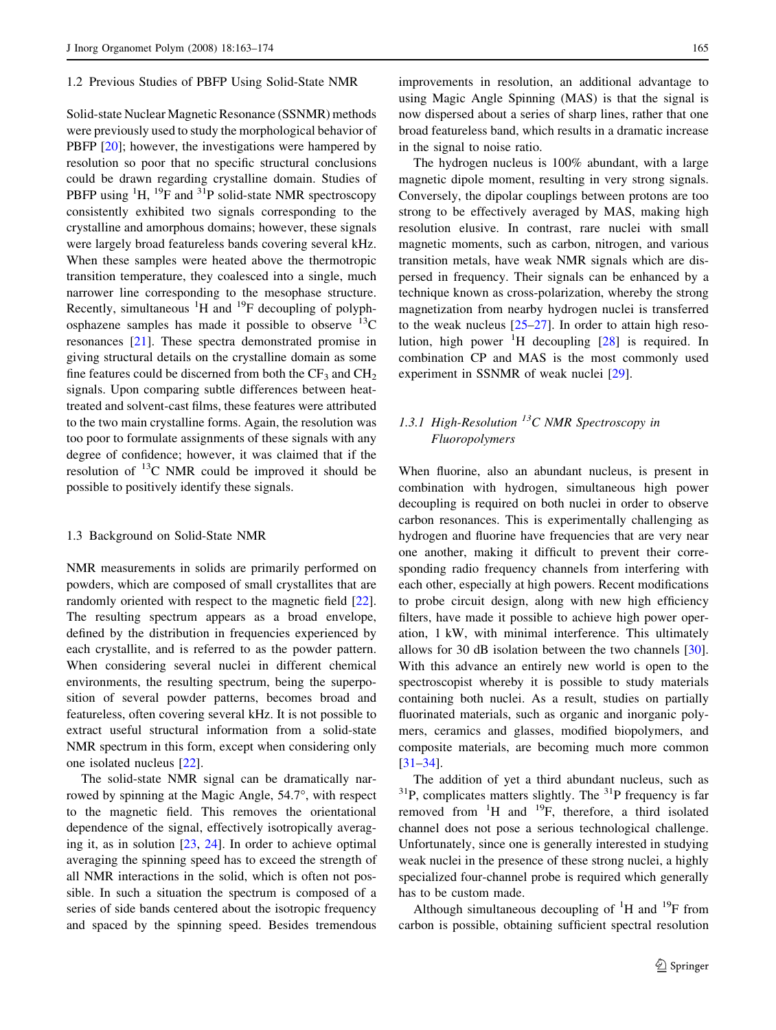### 1.2 Previous Studies of PBFP Using Solid-State NMR

Solid-state Nuclear Magnetic Resonance (SSNMR) methods were previously used to study the morphological behavior of PBFP [20]; however, the investigations were hampered by resolution so poor that no specific structural conclusions could be drawn regarding crystalline domain. Studies of PBFP using $^{1}H$, $^{19}F$ and $^{31}P$ solid-state NMR spectroscopy consistently exhibited two signals corresponding to the crystalline and amorphous domains; however, these signals were largely broad featureless bands covering several kHz. When these samples were heated above the thermotropic transition temperature, they coalesced into a single, much narrower line corresponding to the mesophase structure. Recently, simultaneous $^{1}H$ and $^{19}F$ decoupling of polyphosphazene samples has made it possible to observe $^{13}C$ resonances [21]. These spectra demonstrated promise in giving structural details on the crystalline domain as some fine features could be discerned from both the $CF_3$ and $CH_2$ signals. Upon comparing subtle differences between heat-treated and solvent-cast films, these features were attributed to the two main crystalline forms. Again, the resolution was too poor to formulate assignments of these signals with any degree of confidence; however, it was claimed that if the resolution of $^{13}C$ NMR could be improved it should be possible to positively identify these signals.

### 1.3 Background on Solid-State NMR

NMR measurements in solids are primarily performed on powders, which are composed of small crystallites that are randomly oriented with respect to the magnetic field [22]. The resulting spectrum appears as a broad envelope, defined by the distribution in frequencies experienced by each crystallite, and is referred to as the powder pattern. When considering several nuclei in different chemical environments, the resulting spectrum, being the superposition of several powder patterns, becomes broad and featureless, often covering several kHz. It is not possible to extract useful structural information from a solid-state NMR spectrum in this form, except when considering only one isolated nucleus [22].

The solid-state NMR signal can be dramatically narrowed by spinning at the Magic Angle, 54.7°, with respect to the magnetic field. This removes the orientational dependence of the signal, effectively isotropically averaging it, as in solution [23, 24]. In order to achieve optimal averaging the spinning speed has to exceed the strength of all NMR interactions in the solid, which is often not possible. In such a situation the spectrum is composed of a series of side bands centered about the isotropic frequency and spaced by the spinning speed. Besides tremendous improvements in resolution, an additional advantage to using Magic Angle Spinning (MAS) is that the signal is now dispersed about a series of sharp lines, rather that one broad featureless band, which results in a dramatic increase in the signal to noise ratio.

The hydrogen nucleus is 100% abundant, with a large magnetic dipole moment, resulting in very strong signals. Conversely, the dipolar couplings between protons are too strong to be effectively averaged by MAS, making high resolution elusive. In contrast, rare nuclei with small magnetic moments, such as carbon, nitrogen, and various transition metals, have weak NMR signals which are dispersed in frequency. Their signals can be enhanced by a technique known as cross-polarization, whereby the strong magnetization from nearby hydrogen nuclei is transferred to the weak nucleus [25–27]. In order to attain high resolution, high power $^{1}H$ decoupling [28] is required. In combination CP and MAS is the most commonly used experiment in SSNMR of weak nuclei [29].

#### 1.3.1 *High-Resolution $^{13}C$ NMR Spectroscopy in Fluoropolymers*

When fluorine, also an abundant nucleus, is present in combination with hydrogen, simultaneous high power decoupling is required on both nuclei in order to observe carbon resonances. This is experimentally challenging as hydrogen and fluorine have frequencies that are very near one another, making it difficult to prevent their corresponding radio frequency channels from interfering with each other, especially at high powers. Recent modifications to probe circuit design, along with new high efficiency filters, have made it possible to achieve high power operation, 1 kW, with minimal interference. This ultimately allows for 30 dB isolation between the two channels [30]. With this advance an entirely new world is open to the spectroscopist whereby it is possible to study materials containing both nuclei. As a result, studies on partially fluorinated materials, such as organic and inorganic polymers, ceramics and glasses, modified biopolymers, and composite materials, are becoming much more common [31–34].

The addition of yet a third abundant nucleus, such as $^{31}P$, complicates matters slightly. The $^{31}P$ frequency is far removed from $^{1}H$ and $^{19}F$, therefore, a third isolated channel does not pose a serious technological challenge. Unfortunately, since one is generally interested in studying weak nuclei in the presence of these strong nuclei, a highly specialized four-channel probe is required which generally has to be custom made.

Although simultaneous decoupling of $^{1}H$ and $^{19}F$ from carbon is possible, obtaining sufficient spectral resolution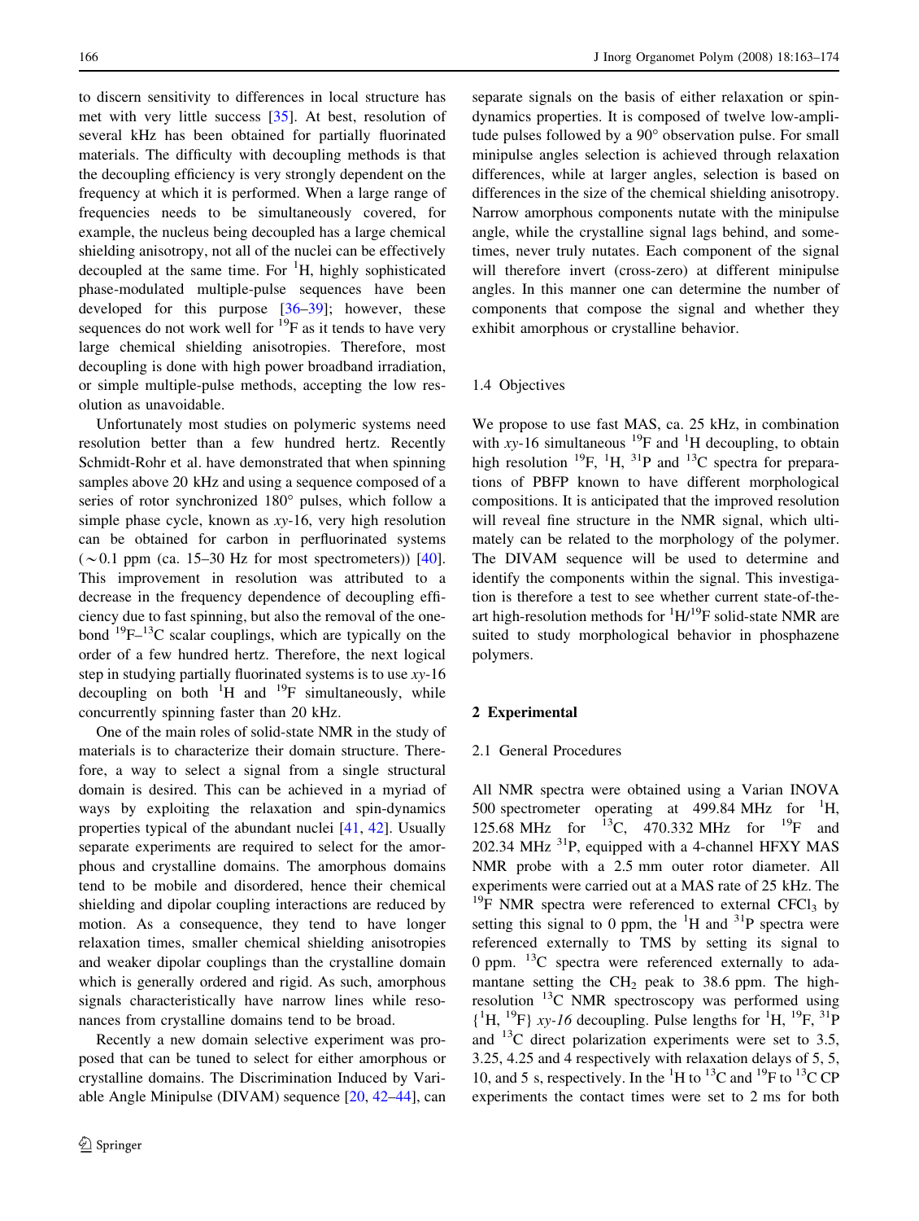to discern sensitivity to differences in local structure has met with very little success [35]. At best, resolution of several kHz has been obtained for partially fluorinated materials. The difficulty with decoupling methods is that the decoupling efficiency is very strongly dependent on the frequency at which it is performed. When a large range of frequencies needs to be simultaneously covered, for example, the nucleus being decoupled has a large chemical shielding anisotropy, not all of the nuclei can be effectively decoupled at the same time. For $^{1}$H, highly sophisticated phase-modulated multiple-pulse sequences have been developed for this purpose [36–39]; however, these sequences do not work well for $^{19}$F as it tends to have very large chemical shielding anisotropies. Therefore, most decoupling is done with high power broadband irradiation, or simple multiple-pulse methods, accepting the low resolution as unavoidable.

Unfortunately most studies on polymeric systems need resolution better than a few hundred hertz. Recently Schmidt-Rohr et al. have demonstrated that when spinning samples above 20 kHz and using a sequence composed of a series of rotor synchronized 180° pulses, which follow a simple phase cycle, known as *xy*-16, very high resolution can be obtained for carbon in perfluorinated systems ($\sim$0.1 ppm (ca. 15–30 Hz for most spectrometers)) [40]. This improvement in resolution was attributed to a decrease in the frequency dependence of decoupling efficiency due to fast spinning, but also the removal of the one-bond $^{19}$F–$^{13}$C scalar couplings, which are typically on the order of a few hundred hertz. Therefore, the next logical step in studying partially fluorinated systems is to use *xy*-16 decoupling on both $^{1}$H and $^{19}$F simultaneously, while concurrently spinning faster than 20 kHz.

One of the main roles of solid-state NMR in the study of materials is to characterize their domain structure. Therefore, a way to select a signal from a single structural domain is desired. This can be achieved in a myriad of ways by exploiting the relaxation and spin-dynamics properties typical of the abundant nuclei [41, 42]. Usually separate experiments are required to select for the amorphous and crystalline domains. The amorphous domains tend to be mobile and disordered, hence their chemical shielding and dipolar coupling interactions are reduced by motion. As a consequence, they tend to have longer relaxation times, smaller chemical shielding anisotropies and weaker dipolar couplings than the crystalline domain which is generally ordered and rigid. As such, amorphous signals characteristically have narrow lines while resonances from crystalline domains tend to be broad.

Recently a new domain selective experiment was proposed that can be tuned to select for either amorphous or crystalline domains. The Discrimination Induced by Variable Angle Minipulse (DIVAM) sequence [20, 42–44], can separate signals on the basis of either relaxation or spin-dynamics properties. It is composed of twelve low-amplitude pulses followed by a 90° observation pulse. For small minipulse angles selection is achieved through relaxation differences, while at larger angles, selection is based on differences in the size of the chemical shielding anisotropy. Narrow amorphous components nutate with the minipulse angle, while the crystalline signal lags behind, and sometimes, never truly nutates. Each component of the signal will therefore invert (cross-zero) at different minipulse angles. In this manner one can determine the number of components that compose the signal and whether they exhibit amorphous or crystalline behavior.

### 1.4 Objectives

We propose to use fast MAS, ca. 25 kHz, in combination with *xy*-16 simultaneous $^{19}$F and $^{1}$H decoupling, to obtain high resolution $^{19}$F, $^{1}$H, $^{31}$P and $^{13}$C spectra for preparations of PBFP known to have different morphological compositions. It is anticipated that the improved resolution will reveal fine structure in the NMR signal, which ultimately can be related to the morphology of the polymer. The DIVAM sequence will be used to determine and identify the components within the signal. This investigation is therefore a test to see whether current state-of-the-art high-resolution methods for $^{1}$H/$^{19}$F solid-state NMR are suited to study morphological behavior in phosphazene polymers.

## 2 Experimental

### 2.1 General Procedures

All NMR spectra were obtained using a Varian INOVA 500 spectrometer operating at 499.84 MHz for $^{1}$H, 125.68 MHz for $^{13}$C, 470.332 MHz for $^{19}$F and 202.34 MHz $^{31}$P, equipped with a 4-channel HFXY MAS NMR probe with a 2.5 mm outer rotor diameter. All experiments were carried out at a MAS rate of 25 kHz. The $^{19}$F NMR spectra were referenced to external $CFCl_3$ by setting this signal to 0 ppm, the $^{1}$H and $^{31}$P spectra were referenced externally to TMS by setting its signal to 0 ppm. $^{13}$C spectra were referenced externally to adamantane setting the $CH_2$ peak to 38.6 ppm. The high-resolution $^{13}$C NMR spectroscopy was performed using {$^{1}$H, $^{19}$F} *xy-16* decoupling. Pulse lengths for $^{1}$H, $^{19}$F, $^{31}$P and $^{13}$C direct polarization experiments were set to 3.5, 3.25, 4.25 and 4 respectively with relaxation delays of 5, 5, 10, and 5 s, respectively. In the $^{1}$H to $^{13}$C and $^{19}$F to $^{13}$C CP experiments the contact times were set to 2 ms for both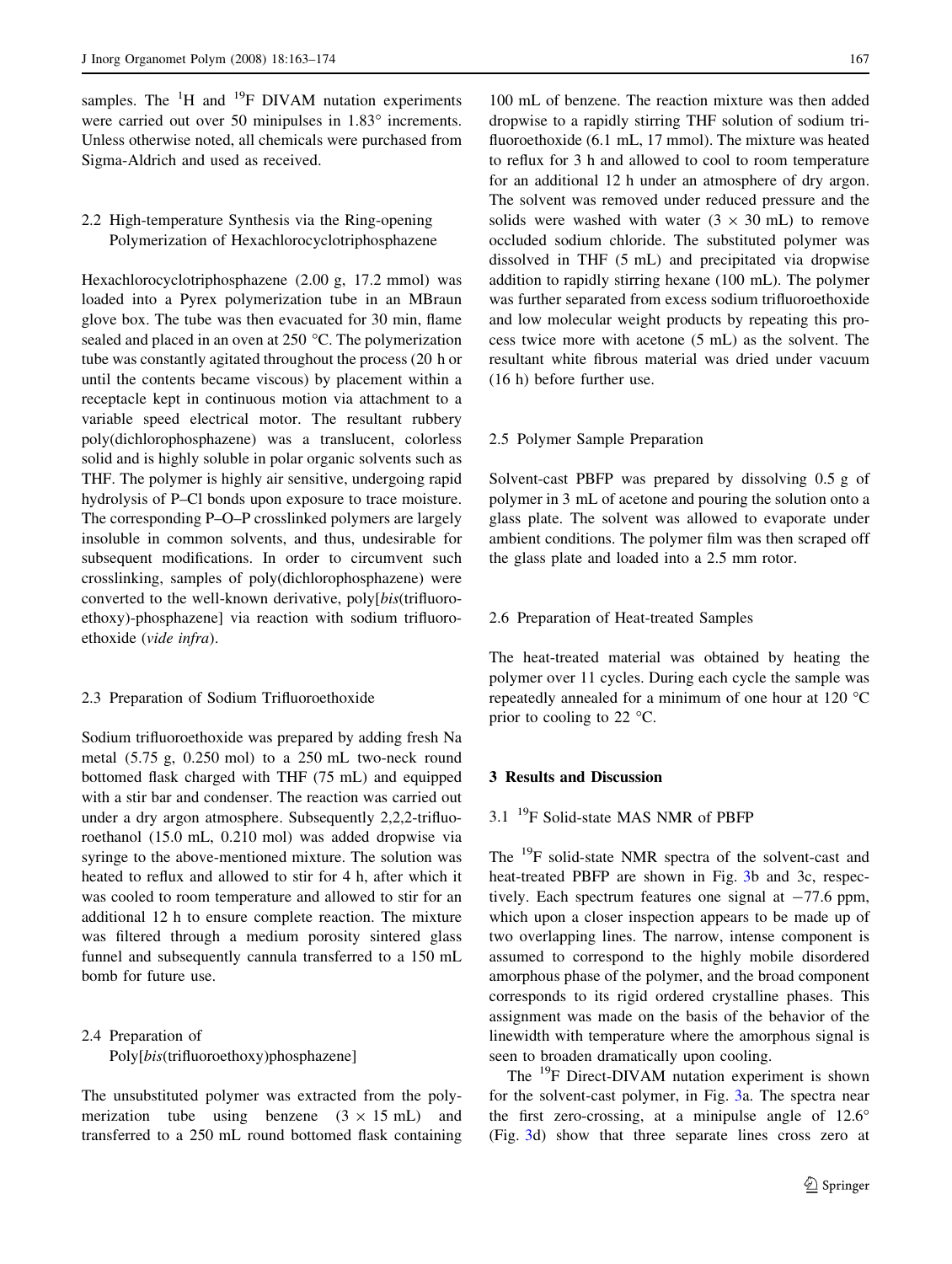samples. The $^{1}$H and $^{19}$F DIVAM nutation experiments were carried out over 50 minipulses in 1.83° increments. Unless otherwise noted, all chemicals were purchased from Sigma-Aldrich and used as received.

### 2.2 High-temperature Synthesis via the Ring-opening Polymerization of Hexachlorocyclotriphosphazene

Hexachlorocyclotriphosphazene (2.00 g, 17.2 mmol) was loaded into a Pyrex polymerization tube in an MBraun glove box. The tube was then evacuated for 30 min, flame sealed and placed in an oven at 250 °C. The polymerization tube was constantly agitated throughout the process (20 h or until the contents became viscous) by placement within a receptacle kept in continuous motion via attachment to a variable speed electrical motor. The resultant rubbery poly(dichlorophosphazene) was a translucent, colorless solid and is highly soluble in polar organic solvents such as THF. The polymer is highly air sensitive, undergoing rapid hydrolysis of P–Cl bonds upon exposure to trace moisture. The corresponding P–O–P crosslinked polymers are largely insoluble in common solvents, and thus, undesirable for subsequent modifications. In order to circumvent such crosslinking, samples of poly(dichlorophosphazene) were converted to the well-known derivative, poly[*bis*(trifluoroethoxy)-phosphazene] via reaction with sodium trifluoroethoxide (*vide infra*).

### 2.3 Preparation of Sodium Trifluoroethoxide

Sodium trifluoroethoxide was prepared by adding fresh Na metal (5.75 g, 0.250 mol) to a 250 mL two-neck round bottomed flask charged with THF (75 mL) and equipped with a stir bar and condenser. The reaction was carried out under a dry argon atmosphere. Subsequently 2,2,2-trifluoroethanol (15.0 mL, 0.210 mol) was added dropwise via syringe to the above-mentioned mixture. The solution was heated to reflux and allowed to stir for 4 h, after which it was cooled to room temperature and allowed to stir for an additional 12 h to ensure complete reaction. The mixture was filtered through a medium porosity sintered glass funnel and subsequently cannula transferred to a 150 mL bomb for future use.

### 2.4 Preparation of Poly[*bis*(trifluoroethoxy)phosphazene]

The unsubstituted polymer was extracted from the polymerization tube using benzene (3 × 15 mL) and transferred to a 250 mL round bottomed flask containing 100 mL of benzene. The reaction mixture was then added dropwise to a rapidly stirring THF solution of sodium trifluoroethoxide (6.1 mL, 17 mmol). The mixture was heated to reflux for 3 h and allowed to cool to room temperature for an additional 12 h under an atmosphere of dry argon. The solvent was removed under reduced pressure and the solids were washed with water (3 × 30 mL) to remove occluded sodium chloride. The substituted polymer was dissolved in THF (5 mL) and precipitated via dropwise addition to rapidly stirring hexane (100 mL). The polymer was further separated from excess sodium trifluoroethoxide and low molecular weight products by repeating this process twice more with acetone (5 mL) as the solvent. The resultant white fibrous material was dried under vacuum (16 h) before further use.

### 2.5 Polymer Sample Preparation

Solvent-cast PBFP was prepared by dissolving 0.5 g of polymer in 3 mL of acetone and pouring the solution onto a glass plate. The solvent was allowed to evaporate under ambient conditions. The polymer film was then scraped off the glass plate and loaded into a 2.5 mm rotor.

### 2.6 Preparation of Heat-treated Samples

The heat-treated material was obtained by heating the polymer over 11 cycles. During each cycle the sample was repeatedly annealed for a minimum of one hour at 120 °C prior to cooling to 22 °C.

## 3 Results and Discussion

### 3.1 $^{19}$F Solid-state MAS NMR of PBFP

The $^{19}$F solid-state NMR spectra of the solvent-cast and heat-treated PBFP are shown in Fig. 3b and 3c, respectively. Each spectrum features one signal at −77.6 ppm, which upon a closer inspection appears to be made up of two overlapping lines. The narrow, intense component is assumed to correspond to the highly mobile disordered amorphous phase of the polymer, and the broad component corresponds to its rigid ordered crystalline phases. This assignment was made on the basis of the behavior of the linewidth with temperature where the amorphous signal is seen to broaden dramatically upon cooling.

The $^{19}$F Direct-DIVAM nutation experiment is shown for the solvent-cast polymer, in Fig. 3a. The spectra near the first zero-crossing, at a minipulse angle of 12.6° (Fig. 3d) show that three separate lines cross zero at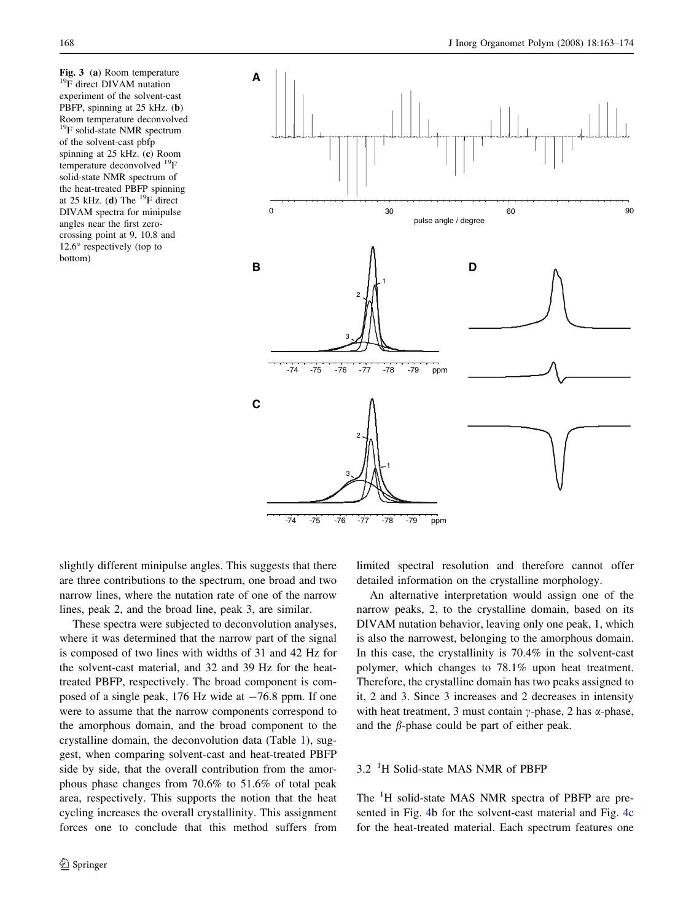Fig. 3 (**a**) Room temperature $^{19}$F direct DIVAM nutation experiment of the solvent-cast PBFP, spinning at 25 kHz. (**b**) Room temperature deconvolved $^{19}$F solid-state NMR spectrum of the solvent-cast pbfp spinning at 25 kHz. (**c**) Room temperature deconvolved $^{19}$F solid-state NMR spectrum of the heat-treated PBFP spinning at 25 kHz. (**d**) The $^{19}$F direct DIVAM spectra for minipulse angles near the first zero-crossing point at 9, 10.8 and 12.6° respectively (top to bottom)

slightly different minipulse angles. This suggests that there are three contributions to the spectrum, one broad and two narrow lines, where the nutation rate of one of the narrow lines, peak 2, and the broad line, peak 3, are similar.

These spectra were subjected to deconvolution analyses, where it was determined that the narrow part of the signal is composed of two lines with widths of 31 and 42 Hz for the solvent-cast material, and 32 and 39 Hz for the heat-treated PBFP, respectively. The broad component is composed of a single peak, 176 Hz wide at −76.8 ppm. If one were to assume that the narrow components correspond to the amorphous domain, and the broad component to the crystalline domain, the deconvolution data (Table 1), suggest, when comparing solvent-cast and heat-treated PBFP side by side, that the overall contribution from the amorphous phase changes from 70.6% to 51.6% of total peak area, respectively. This supports the notion that the heat cycling increases the overall crystallinity. This assignment forces one to conclude that this method suffers from limited spectral resolution and therefore cannot offer detailed information on the crystalline morphology.

An alternative interpretation would assign one of the narrow peaks, 2, to the crystalline domain, based on its DIVAM nutation behavior, leaving only one peak, 1, which is also the narrowest, belonging to the amorphous domain. In this case, the crystallinity is 70.4% in the solvent-cast polymer, which changes to 78.1% upon heat treatment. Therefore, the crystalline domain has two peaks assigned to it, 2 and 3. Since 3 increases and 2 decreases in intensity with heat treatment, 3 must contain $\gamma$-phase, 2 has $\alpha$-phase, and the $\beta$-phase could be part of either peak.

### 3.2 $^{1}$H Solid-state MAS NMR of PBFP

The $^{1}$H solid-state MAS NMR spectra of PBFP are presented in Fig. 4b for the solvent-cast material and Fig. 4c for the heat-treated material. Each spectrum features one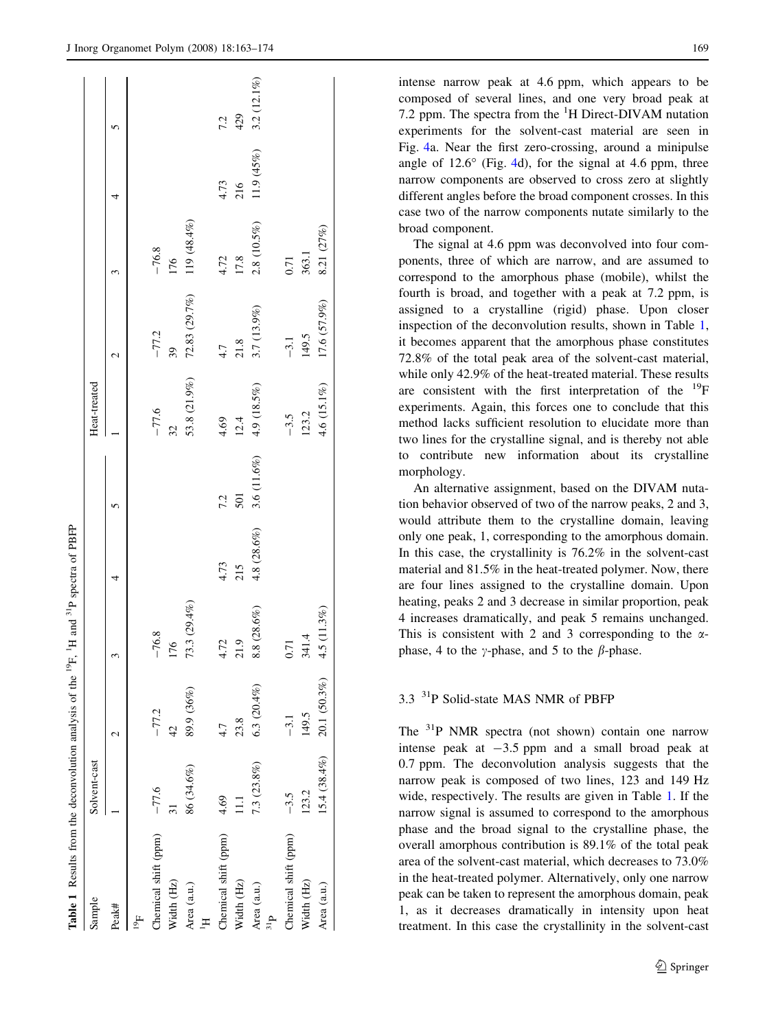**Table 1** Results from the deconvolution analysis of the $^{19}$F, $^{1}$H and $^{31}$P spectra of PBFP

| Sample | Solvent-cast | | | | | Heat-treated | | | | |
|---|---|---|---|---|---|---|---|---|---|---|
| Peak# | 1 | 2 | 3 | 4 | 5 | 1 | 2 | 3 | 4 | 5 |
| $^{19}$F | | | | | | | | | | |
| Chemical shift (ppm) | −77.6 | −77.2 | −76.8 | | | −77.6 | −77.2 | −76.8 | | |
| Width (Hz) | 31 | 42 | 176 | | | 32 | 39 | 176 | | |
| Area (a.u.) | 86 (34.6%) | 89.9 (36%) | 73.3 (29.4%) | | | 53.8 (21.9%) | 72.83 (29.7%) | 119 (48.4%) | | |
| $^{1}$H | | | | | | | | | | |
| Chemical shift (ppm) | 4.69 | 4.7 | 4.72 | 4.73 | 7.2 | 4.69 | 4.7 | 4.72 | 4.73 | 7.2 |
| Width (Hz) | 11.1 | 23.8 | 21.9 | 215 | 501 | 12.4 | 21.8 | 17.8 | 216 | 429 |
| Area (a.u.) | 7.3 (23.8%) | 6.3 (20.4%) | 8.8 (28.6%) | 4.8 (28.6%) | 3.6 (11.6%) | 4.9 (18.5%) | 3.7 (13.9%) | 2.8 (10.5%) | 11.9 (45%) | 3.2 (12.1%) |
| $^{31}$P | | | | | | | | | | |
| Chemical shift (ppm) | −3.5 | −3.1 | 0.71 | | | −3.5 | −3.1 | 0.71 | | |
| Width (Hz) | 123.2 | 149.5 | 341.4 | | | 123.2 | 149.5 | 363.1 | | |
| Area (a.u.) | 15.4 (38.4%) | 20.1 (50.3%) | 4.5 (11.3%) | | | 4.6 (15.1%) | 17.6 (57.9%) | 8.21 (27%) | | |

intense narrow peak at 4.6 ppm, which appears to be composed of several lines, and one very broad peak at 7.2 ppm. The spectra from the $^{1}$H Direct-DIVAM nutation experiments for the solvent-cast material are seen in Fig. 4a. Near the first zero-crossing, around a minipulse angle of 12.6° (Fig. 4d), for the signal at 4.6 ppm, three narrow components are observed to cross zero at slightly different angles before the broad component crosses. In this case two of the narrow components nutate similarly to the broad component.

The signal at 4.6 ppm was deconvolved into four components, three of which are narrow, and are assumed to correspond to the amorphous phase (mobile), whilst the fourth is broad, and together with a peak at 7.2 ppm, is assigned to a crystalline (rigid) phase. Upon closer inspection of the deconvolution results, shown in Table 1, it becomes apparent that the amorphous phase constitutes 72.8% of the total peak area of the solvent-cast material, while only 42.9% of the heat-treated material. These results are consistent with the first interpretation of the $^{19}$F experiments. Again, this forces one to conclude that this method lacks sufficient resolution to elucidate more than two lines for the crystalline signal, and is thereby not able to contribute new information about its crystalline morphology.

An alternative assignment, based on the DIVAM nutation behavior observed of two of the narrow peaks, 2 and 3, would attribute them to the crystalline domain, leaving only one peak, 1, corresponding to the amorphous domain. In this case, the crystallinity is 76.2% in the solvent-cast material and 81.5% in the heat-treated polymer. Now, there are four lines assigned to the crystalline domain. Upon heating, peaks 2 and 3 decrease in similar proportion, peak 4 increases dramatically, and peak 5 remains unchanged. This is consistent with 2 and 3 corresponding to the $\alpha$-phase, 4 to the $\gamma$-phase, and 5 to the $\beta$-phase.

### 3.3 $^{31}$P Solid-state MAS NMR of PBFP

The $^{31}$P NMR spectra (not shown) contain one narrow intense peak at −3.5 ppm and a small broad peak at 0.7 ppm. The deconvolution analysis suggests that the narrow peak is composed of two lines, 123 and 149 Hz wide, respectively. The results are given in Table 1. If the narrow signal is assumed to correspond to the amorphous phase and the broad signal to the crystalline phase, the overall amorphous contribution is 89.1% of the total peak area of the solvent-cast material, which decreases to 73.0% in the heat-treated polymer. Alternatively, only one narrow peak can be taken to represent the amorphous domain, peak 1, as it decreases dramatically in intensity upon heat treatment. In this case the crystallinity in the solvent-cast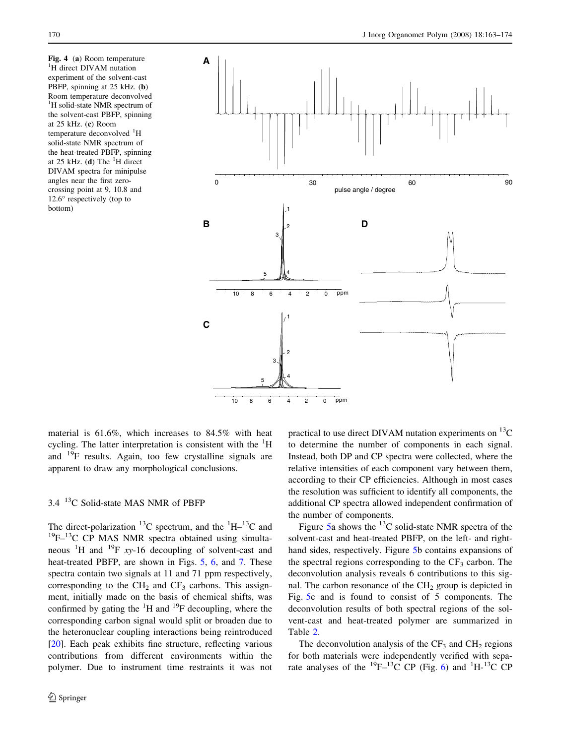**Fig. 4** (**a**) Room temperature $^{1}$H direct DIVAM nutation experiment of the solvent-cast PBFP, spinning at 25 kHz. (**b**) Room temperature deconvolved $^{1}$H solid-state NMR spectrum of the solvent-cast PBFP, spinning at 25 kHz. (**c**) Room temperature deconvolved $^{1}$H solid-state NMR spectrum of the heat-treated PBFP, spinning at 25 kHz. (**d**) The $^{1}$H direct DIVAM spectra for minipulse angles near the first zero-crossing point at 9, 10.8 and 12.6° respectively (top to bottom)

material is 61.6%, which increases to 84.5% with heat cycling. The latter interpretation is consistent with the $^{1}$H and $^{19}$F results. Again, too few crystalline signals are apparent to draw any morphological conclusions.

### 3.4 $^{13}$C Solid-state MAS NMR of PBFP

The direct-polarization $^{13}$C spectrum, and the $^{1}$H–$^{13}$C and $^{19}$F–$^{13}$C CP MAS NMR spectra obtained using simultaneous $^{1}$H and $^{19}$F *xy*-16 decoupling of solvent-cast and heat-treated PBFP, are shown in Figs. 5, 6, and 7. These spectra contain two signals at 11 and 71 ppm respectively, corresponding to the $CH_2$ and $CF_3$ carbons. This assignment, initially made on the basis of chemical shifts, was confirmed by gating the $^{1}$H and $^{19}$F decoupling, where the corresponding carbon signal would split or broaden due to the heteronuclear coupling interactions being reintroduced [20]. Each peak exhibits fine structure, reflecting various contributions from different environments within the polymer. Due to instrument time restraints it was not practical to use direct DIVAM nutation experiments on $^{13}$C to determine the number of components in each signal. Instead, both DP and CP spectra were collected, where the relative intensities of each component vary between them, according to their CP efficiencies. Although in most cases the resolution was sufficient to identify all components, the additional CP spectra allowed independent confirmation of the number of components.

Figure 5a shows the $^{13}$C solid-state NMR spectra of the solvent-cast and heat-treated PBFP, on the left- and right-hand sides, respectively. Figure 5b contains expansions of the spectral regions corresponding to the $CF_3$ carbon. The deconvolution analysis reveals 6 contributions to this signal. The carbon resonance of the $CH_2$ group is depicted in Fig. 5c and is found to consist of 5 components. The deconvolution results of both spectral regions of the solvent-cast and heat-treated polymer are summarized in Table 2.

The deconvolution analysis of the $CF_3$ and $CH_2$ regions for both materials were independently verified with separate analyses of the $^{19}$F–$^{13}$C CP (Fig. 6) and $^{1}$H-$^{13}$C CP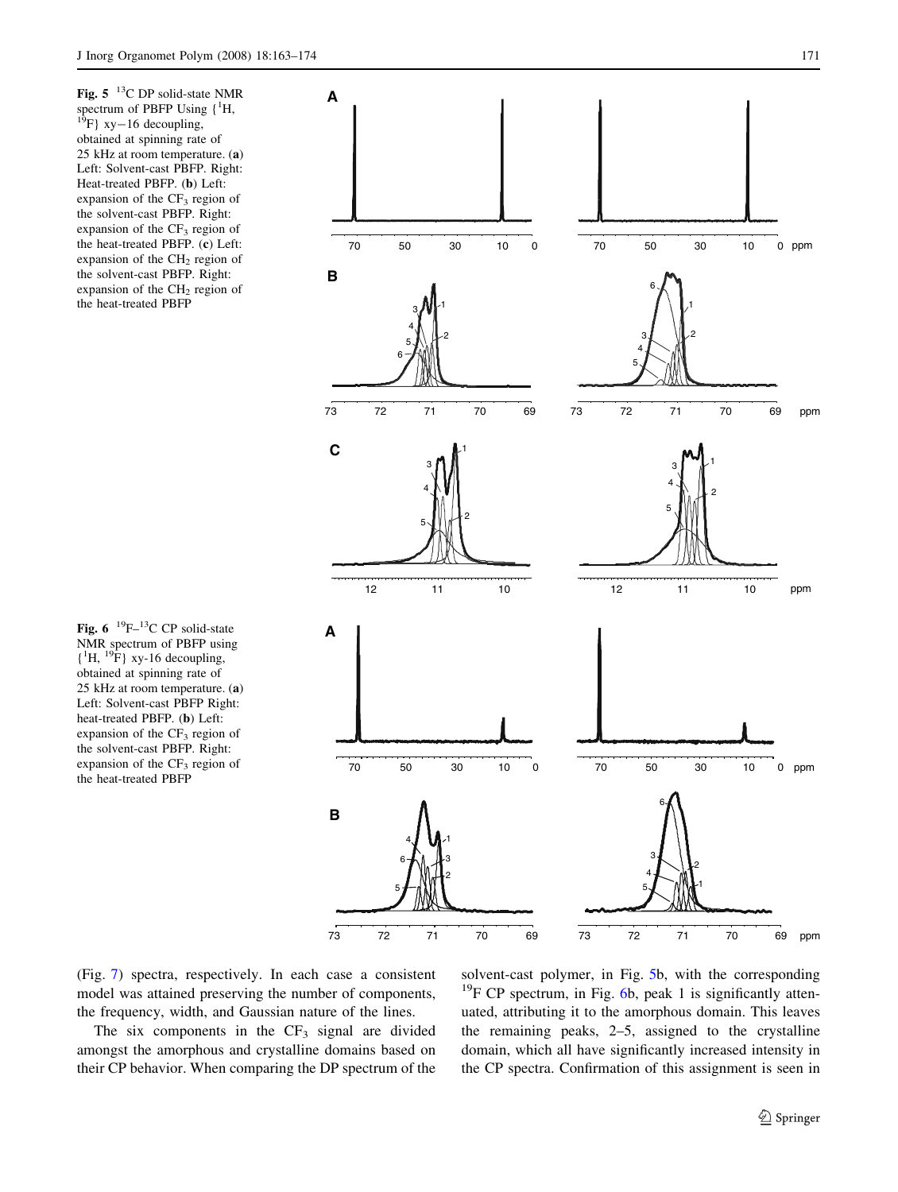**Fig. 5** $^{13}C$ DP solid-state NMR spectrum of PBFP Using {$^{1}H$, $^{19}F$} xy−16 decoupling, obtained at spinning rate of 25 kHz at room temperature. (**a**) Left: Solvent-cast PBFP. Right: Heat-treated PBFP. (**b**) Left: expansion of the $CF_3$ region of the solvent-cast PBFP. Right: expansion of the $CF_3$ region of the heat-treated PBFP. (**c**) Left: expansion of the $CH_2$ region of the solvent-cast PBFP. Right: expansion of the $CH_2$ region of the heat-treated PBFP

**Fig. 6** $^{19}F$–$^{13}C$ CP solid-state NMR spectrum of PBFP using {$^{1}H$, $^{19}F$} xy-16 decoupling, obtained at spinning rate of 25 kHz at room temperature. (**a**) Left: Solvent-cast PBFP Right: heat-treated PBFP. (**b**) Left: expansion of the $CF_3$ region of the solvent-cast PBFP. Right: expansion of the $CF_3$ region of the heat-treated PBFP

(Fig. 7) spectra, respectively. In each case a consistent model was attained preserving the number of components, the frequency, width, and Gaussian nature of the lines.

The six components in the $CF_3$ signal are divided amongst the amorphous and crystalline domains based on their CP behavior. When comparing the DP spectrum of the solvent-cast polymer, in Fig. 5b, with the corresponding $^{19}F$ CP spectrum, in Fig. 6b, peak 1 is significantly attenuated, attributing it to the amorphous domain. This leaves the remaining peaks, 2–5, assigned to the crystalline domain, which all have significantly increased intensity in the CP spectra. Confirmation of this assignment is seen in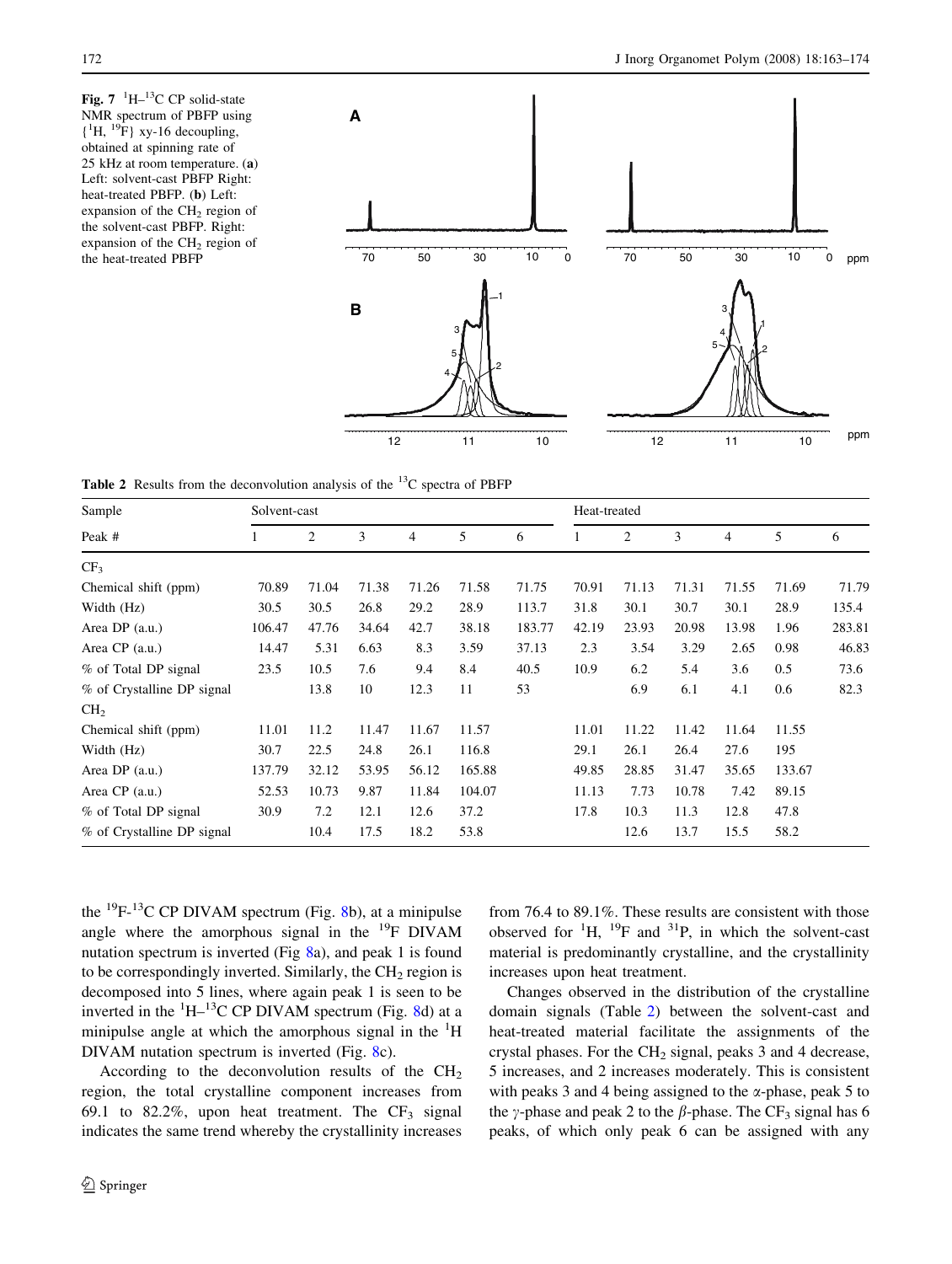**Fig. 7** $^1H$–$^{13}C$ CP solid-state NMR spectrum of PBFP using {$^1H$, $^{19}F$} xy-16 decoupling, obtained at spinning rate of 25 kHz at room temperature. (**a**) Left: solvent-cast PBFP Right: heat-treated PBFP. (**b**) Left: expansion of the $CH_2$ region of the solvent-cast PBFP. Right: expansion of the $CH_2$ region of the heat-treated PBFP

**Table 2** Results from the deconvolution analysis of the $^{13}C$ spectra of PBFP

| Sample | Solvent-cast | | | | | | Heat-treated | | | | | |
|---|---|---|---|---|---|---|---|---|---|---|---|---|
| Peak # | 1 | 2 | 3 | 4 | 5 | 6 | 1 | 2 | 3 | 4 | 5 | 6 |
| $CF_3$ | | | | | | | | | | | | |
| Chemical shift (ppm) | 70.89 | 71.04 | 71.38 | 71.26 | 71.58 | 71.75 | 70.91 | 71.13 | 71.31 | 71.55 | 71.69 | 71.79 |
| Width (Hz) | 30.5 | 30.5 | 26.8 | 29.2 | 28.9 | 113.7 | 31.8 | 30.1 | 30.7 | 30.1 | 28.9 | 135.4 |
| Area DP (a.u.) | 106.47 | 47.76 | 34.64 | 42.7 | 38.18 | 183.77 | 42.19 | 23.93 | 20.98 | 13.98 | 1.96 | 283.81 |
| Area CP (a.u.) | 14.47 | 5.31 | 6.63 | 8.3 | 3.59 | 37.13 | 2.3 | 3.54 | 3.29 | 2.65 | 0.98 | 46.83 |
| % of Total DP signal | 23.5 | 10.5 | 7.6 | 9.4 | 8.4 | 40.5 | 10.9 | 6.2 | 5.4 | 3.6 | 0.5 | 73.6 |
| % of Crystalline DP signal | | 13.8 | 10 | 12.3 | 11 | 53 | | 6.9 | 6.1 | 4.1 | 0.6 | 82.3 |
| $CH_2$ | | | | | | | | | | | | |
| Chemical shift (ppm) | 11.01 | 11.2 | 11.47 | 11.67 | 11.57 | | 11.01 | 11.22 | 11.42 | 11.64 | 11.55 | |
| Width (Hz) | 30.7 | 22.5 | 24.8 | 26.1 | 116.8 | | 29.1 | 26.1 | 26.4 | 27.6 | 195 | |
| Area DP (a.u.) | 137.79 | 32.12 | 53.95 | 56.12 | 165.88 | | 49.85 | 28.85 | 31.47 | 35.65 | 133.67 | |
| Area CP (a.u.) | 52.53 | 10.73 | 9.87 | 11.84 | 104.07 | | 11.13 | 7.73 | 10.78 | 7.42 | 89.15 | |
| % of Total DP signal | 30.9 | 7.2 | 12.1 | 12.6 | 37.2 | | 17.8 | 10.3 | 11.3 | 12.8 | 47.8 | |
| % of Crystalline DP signal | | 10.4 | 17.5 | 18.2 | 53.8 | | | 12.6 | 13.7 | 15.5 | 58.2 | |

the $^{19}F$-$^{13}C$ CP DIVAM spectrum (Fig. 8b), at a minipulse angle where the amorphous signal in the $^{19}F$ DIVAM nutation spectrum is inverted (Fig 8a), and peak 1 is found to be correspondingly inverted. Similarly, the $CH_2$ region is decomposed into 5 lines, where again peak 1 is seen to be inverted in the $^1H$–$^{13}C$ CP DIVAM spectrum (Fig. 8d) at a minipulse angle at which the amorphous signal in the $^1H$ DIVAM nutation spectrum is inverted (Fig. 8c).

According to the deconvolution results of the $CH_2$ region, the total crystalline component increases from 69.1 to 82.2%, upon heat treatment. The $CF_3$ signal indicates the same trend whereby the crystallinity increases from 76.4 to 89.1%. These results are consistent with those observed for $^1H$, $^{19}F$ and $^{31}P$, in which the solvent-cast material is predominantly crystalline, and the crystallinity increases upon heat treatment.

Changes observed in the distribution of the crystalline domain signals (Table 2) between the solvent-cast and heat-treated material facilitate the assignments of the crystal phases. For the $CH_2$ signal, peaks 3 and 4 decrease, 5 increases, and 2 increases moderately. This is consistent with peaks 3 and 4 being assigned to the $\alpha$-phase, peak 5 to the $\gamma$-phase and peak 2 to the $\beta$-phase. The $CF_3$ signal has 6 peaks, of which only peak 6 can be assigned with any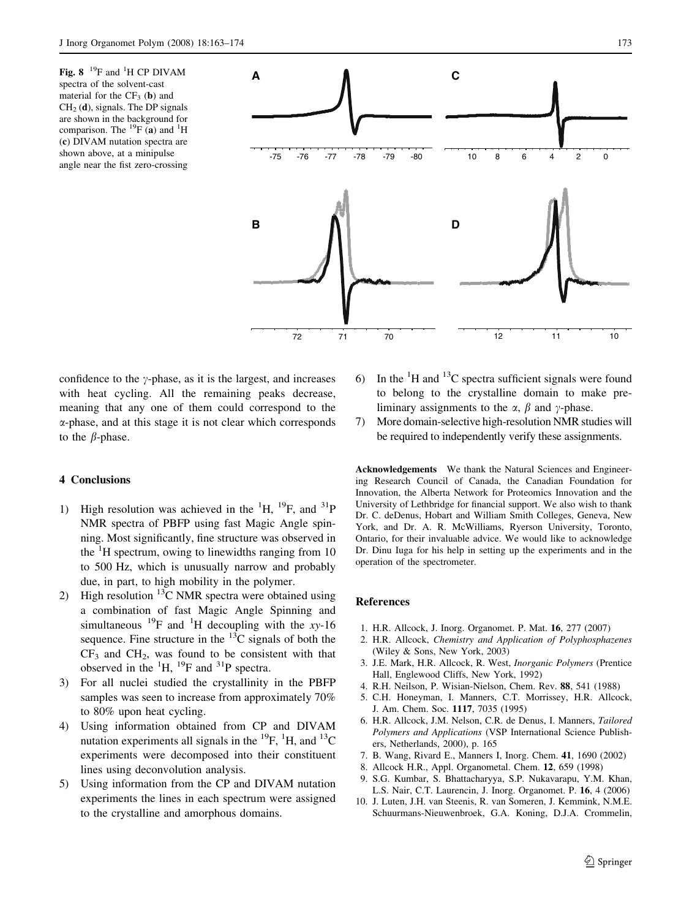**Fig. 8** $^{19}F$ and $^{1}H$ CP DIVAM spectra of the solvent-cast material for the $CF_3$ (**b**) and $CH_2$ (**d**), signals. The DP signals are shown in the background for comparison. The $^{19}F$ (**a**) and $^{1}H$ (**c**) DIVAM nutation spectra are shown above, at a minipulse angle near the fist zero-crossing

confidence to the $\gamma$-phase, as it is the largest, and increases with heat cycling. All the remaining peaks decrease, meaning that any one of them could correspond to the $\alpha$-phase, and at this stage it is not clear which corresponds to the $\beta$-phase.

## 4 Conclusions

1) High resolution was achieved in the $^{1}H$, $^{19}F$, and $^{31}P$ NMR spectra of PBFP using fast Magic Angle spinning. Most significantly, fine structure was observed in the $^{1}H$ spectrum, owing to linewidths ranging from 10 to 500 Hz, which is unusually narrow and probably due, in part, to high mobility in the polymer.
2) High resolution $^{13}C$ NMR spectra were obtained using a combination of fast Magic Angle Spinning and simultaneous $^{19}F$ and $^{1}H$ decoupling with the *xy*-16 sequence. Fine structure in the $^{13}C$ signals of both the $CF_3$ and $CH_2$, was found to be consistent with that observed in the $^{1}H$, $^{19}F$ and $^{31}P$ spectra.
3) For all nuclei studied the crystallinity in the PBFP samples was seen to increase from approximately 70% to 80% upon heat cycling.
4) Using information obtained from CP and DIVAM nutation experiments all signals in the $^{19}F$, $^{1}H$, and $^{13}C$ experiments were decomposed into their constituent lines using deconvolution analysis.
5) Using information from the CP and DIVAM nutation experiments the lines in each spectrum were assigned to the crystalline and amorphous domains.
6) In the $^{1}H$ and $^{13}C$ spectra sufficient signals were found to belong to the crystalline domain to make preliminary assignments to the $\alpha$, $\beta$ and $\gamma$-phase.
7) More domain-selective high-resolution NMR studies will be required to independently verify these assignments.

**Acknowledgements** We thank the Natural Sciences and Engineering Research Council of Canada, the Canadian Foundation for Innovation, the Alberta Network for Proteomics Innovation and the University of Lethbridge for financial support. We also wish to thank Dr. C. deDenus, Hobart and William Smith Colleges, Geneva, New York, and Dr. A. R. McWilliams, Ryerson University, Toronto, Ontario, for their invaluable advice. We would like to acknowledge Dr. Dinu Iuga for his help in setting up the experiments and in the operation of the spectrometer.

## References

1. H.R. Allcock, J. Inorg. Organomet. P. Mat. **16**, 277 (2007)
2. H.R. Allcock, *Chemistry and Application of Polyphosphazenes* (Wiley & Sons, New York, 2003)
3. J.E. Mark, H.R. Allcock, R. West, *Inorganic Polymers* (Prentice Hall, Englewood Cliffs, New York, 1992)
4. R.H. Neilson, P. Wisian-Nielson, Chem. Rev. **88**, 541 (1988)
5. C.H. Honeyman, I. Manners, C.T. Morrissey, H.R. Allcock, J. Am. Chem. Soc. **1117**, 7035 (1995)
6. H.R. Allcock, J.M. Nelson, C.R. de Denus, I. Manners, *Tailored Polymers and Applications* (VSP International Science Publishers, Netherlands, 2000), p. 165
7. B. Wang, Rivard E., Manners I, Inorg. Chem. **41**, 1690 (2002)
8. Allcock H.R., Appl. Organometal. Chem. **12**, 659 (1998)
9. S.G. Kumbar, S. Bhattacharyya, S.P. Nukavarapu, Y.M. Khan, L.S. Nair, C.T. Laurencin, J. Inorg. Organomet. P. **16**, 4 (2006)
10. J. Luten, J.H. van Steenis, R. van Someren, J. Kemmink, N.M.E. Schuurmans-Nieuwenbroek, G.A. Koning, D.J.A. Crommelin,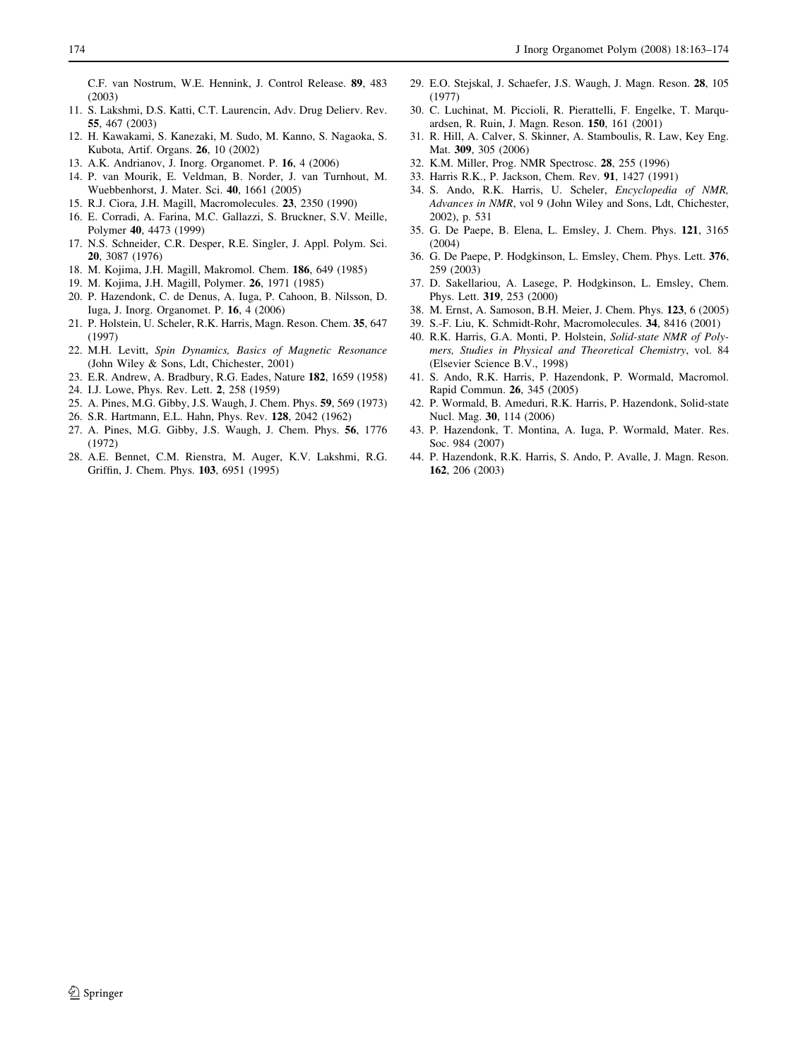C.F. van Nostrum, W.E. Hennink, J. Control Release. **89**, 483 (2003)

11. S. Lakshmi, D.S. Katti, C.T. Laurencin, Adv. Drug Delierv. Rev. **55**, 467 (2003)
12. H. Kawakami, S. Kanezaki, M. Sudo, M. Kanno, S. Nagaoka, S. Kubota, Artif. Organs. **26**, 10 (2002)
13. A.K. Andrianov, J. Inorg. Organomet. P. **16**, 4 (2006)
14. P. van Mourik, E. Veldman, B. Norder, J. van Turnhout, M. Wuebbenhorst, J. Mater. Sci. **40**, 1661 (2005)
15. R.J. Ciora, J.H. Magill, Macromolecules. **23**, 2350 (1990)
16. E. Corradi, A. Farina, M.C. Gallazzi, S. Bruckner, S.V. Meille, Polymer **40**, 4473 (1999)
17. N.S. Schneider, C.R. Desper, R.E. Singler, J. Appl. Polym. Sci. **20**, 3087 (1976)
18. M. Kojima, J.H. Magill, Makromol. Chem. **186**, 649 (1985)
19. M. Kojima, J.H. Magill, Polymer. **26**, 1971 (1985)
20. P. Hazendonk, C. de Denus, A. Iuga, P. Cahoon, B. Nilsson, D. Iuga, J. Inorg. Organomet. P. **16**, 4 (2006)
21. P. Holstein, U. Scheler, R.K. Harris, Magn. Reson. Chem. **35**, 647 (1997)
22. M.H. Levitt, *Spin Dynamics, Basics of Magnetic Resonance* (John Wiley & Sons, Ldt, Chichester, 2001)
23. E.R. Andrew, A. Bradbury, R.G. Eades, Nature **182**, 1659 (1958)
24. I.J. Lowe, Phys. Rev. Lett. **2**, 258 (1959)
25. A. Pines, M.G. Gibby, J.S. Waugh, J. Chem. Phys. **59**, 569 (1973)
26. S.R. Hartmann, E.L. Hahn, Phys. Rev. **128**, 2042 (1962)
27. A. Pines, M.G. Gibby, J.S. Waugh, J. Chem. Phys. **56**, 1776 (1972)
28. A.E. Bennet, C.M. Rienstra, M. Auger, K.V. Lakshmi, R.G. Griffin, J. Chem. Phys. **103**, 6951 (1995)
29. E.O. Stejskal, J. Schaefer, J.S. Waugh, J. Magn. Reson. **28**, 105 (1977)
30. C. Luchinat, M. Piccioli, R. Pierattelli, F. Engelke, T. Marquardsen, R. Ruin, J. Magn. Reson. **150**, 161 (2001)
31. R. Hill, A. Calver, S. Skinner, A. Stamboulis, R. Law, Key Eng. Mat. **309**, 305 (2006)
32. K.M. Miller, Prog. NMR Spectrosc. **28**, 255 (1996)
33. Harris R.K., P. Jackson, Chem. Rev. **91**, 1427 (1991)
34. S. Ando, R.K. Harris, U. Scheler, *Encyclopedia of NMR, Advances in NMR*, vol 9 (John Wiley and Sons, Ldt, Chichester, 2002), p. 531
35. G. De Paepe, B. Elena, L. Emsley, J. Chem. Phys. **121**, 3165 (2004)
36. G. De Paepe, P. Hodgkinson, L. Emsley, Chem. Phys. Lett. **376**, 259 (2003)
37. D. Sakellariou, A. Lasege, P. Hodgkinson, L. Emsley, Chem. Phys. Lett. **319**, 253 (2000)
38. M. Ernst, A. Samoson, B.H. Meier, J. Chem. Phys. **123**, 6 (2005)
39. S.-F. Liu, K. Schmidt-Rohr, Macromolecules. **34**, 8416 (2001)
40. R.K. Harris, G.A. Monti, P. Holstein, *Solid-state NMR of Polymers, Studies in Physical and Theoretical Chemistry*, vol. 84 (Elsevier Science B.V., 1998)
41. S. Ando, R.K. Harris, P. Hazendonk, P. Wormald, Macromol. Rapid Commun. **26**, 345 (2005)
42. P. Wormald, B. Ameduri, R.K. Harris, P. Hazendonk, Solid-state Nucl. Mag. **30**, 114 (2006)
43. P. Hazendonk, T. Montina, A. Iuga, P. Wormald, Mater. Res. Soc. 984 (2007)
44. P. Hazendonk, R.K. Harris, S. Ando, P. Avalle, J. Magn. Reson. **162**, 206 (2003)